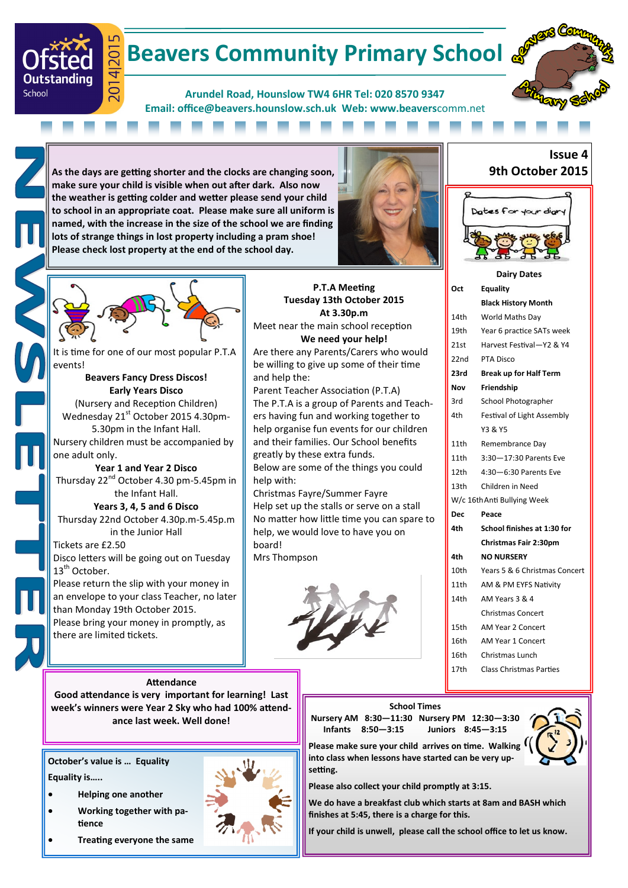# Beavers Community Primary School

Arundel Road, Hounslow TW4 6HR Tel: 020 8570 9347
Email: office@beavers.hounslow.sch.uk Web: www.beaverscomm.net

Ofsted Outstanding School 2014|2015

NEWSLETTER

**Issue 4**
**9th October 2015**

**As the days are getting shorter and the clocks are changing soon, make sure your child is visible when out after dark. Also now the weather is getting colder and wetter please send your child to school in an appropriate coat. Please make sure all uniform is named, with the increase in the size of the school we are finding lots of strange things in lost property including a pram shoe! Please check lost property at the end of the school day.**

It is time for one of our most popular P.T.A events!

**Beavers Fancy Dress Discos!**

**Early Years Disco**
(Nursery and Reception Children)
Wednesday 21st October 2015 4.30pm-5.30pm in the Infant Hall.
Nursery children must be accompanied by one adult only.

**Year 1 and Year 2 Disco**
Thursday 22nd October 4.30 pm-5.45pm in the Infant Hall.

**Years 3, 4, 5 and 6 Disco**
Thursday 22nd October 4.30p.m-5.45p.m in the Junior Hall

Tickets are £2.50
Disco letters will be going out on Tuesday 13th October.
Please return the slip with your money in an envelope to your class Teacher, no later than Monday 19th October 2015.
Please bring your money in promptly, as there are limited tickets.

**P.T.A Meeting**
**Tuesday 13th October 2015**
**At 3.30p.m**
Meet near the main school reception
**We need your help!**
Are there any Parents/Carers who would be willing to give up some of their time and help the:
Parent Teacher Association (P.T.A)
The P.T.A is a group of Parents and Teachers having fun and working together to help organise fun events for our children and their families. Our School benefits greatly by these extra funds.
Below are some of the things you could help with:
Christmas Fayre/Summer Fayre
Help set up the stalls or serve on a stall
No matter how little time you can spare to help, we would love to have you on board!
Mrs Thompson

**Dates for your diary**

**Dairy Dates**

| | |
|---|---|
| **Oct** | **Equality** |
| | **Black History Month** |
| 14th | World Maths Day |
| 19th | Year 6 practice SATs week |
| 21st | Harvest Festival—Y2 & Y4 |
| 22nd | PTA Disco |
| **23rd** | **Break up for Half Term** |
| **Nov** | **Friendship** |
| 3rd | School Photographer |
| 4th | Festival of Light Assembly Y3 & Y5 |
| 11th | Remembrance Day |
| 11th | 3:30—17:30 Parents Eve |
| 12th | 4:30—6:30 Parents Eve |
| 13th | Children in Need |
| W/c 16th | Anti Bullying Week |
| **Dec** | **Peace** |
| **4th** | **School finishes at 1:30 for Christmas Fair 2:30pm** |
| **4th** | **NO NURSERY** |
| 10th | Years 5 & 6 Christmas Concert |
| 11th | AM & PM EYFS Nativity |
| 14th | AM Years 3 & 4 Christmas Concert |
| 15th | AM Year 2 Concert |
| 16th | AM Year 1 Concert |
| 16th | Christmas Lunch |
| 17th | Class Christmas Parties |

**Attendance**
**Good attendance is very important for learning! Last week's winners were Year 2 Sky who had 100% attendance last week. Well done!**

**October's value is … Equality**

**Equality is…..**

- **Helping one another**
- **Working together with patience**
- **Treating everyone the same**

**School Times**
**Nursery AM 8:30—11:30 Nursery PM 12:30—3:30**
**Infants 8:50—3:15 Juniors 8:45—3:15**

**Please make sure your child arrives on time. Walking into class when lessons have started can be very upsetting.**

**Please also collect your child promptly at 3:15.**

**We do have a breakfast club which starts at 8am and BASH which finishes at 5:45, there is a charge for this.**

**If your child is unwell, please call the school office to let us know.**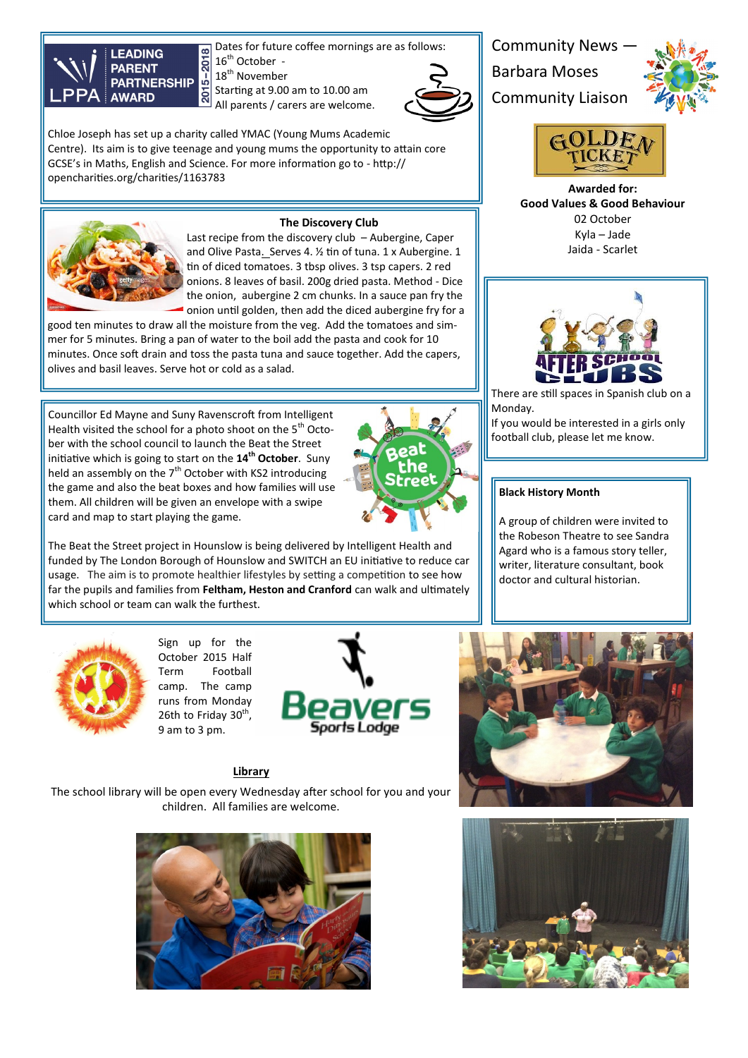LEADING PARENT PARTNERSHIP AWARD

LPPA 2015-2018

Dates for future coffee mornings are as follows:
16th October -
18th November
Starting at 9.00 am to 10.00 am
All parents / carers are welcome.

Chloe Joseph has set up a charity called YMAC (Young Mums Academic Centre). Its aim is to give teenage and young mums the opportunity to attain core GCSE's in Maths, English and Science. For more information go to - http://opencharities.org/charities/1163783

## Community News — Barbara Moses Community Liaison

GOLDEN TICKET

**Awarded for:**
**Good Values & Good Behaviour**
02 October
Kyla – Jade
Jaida - Scarlet

### The Discovery Club

Last recipe from the discovery club – Aubergine, Caper and Olive Pasta. Serves 4. ½ tin of tuna. 1 x Aubergine. 1 tin of diced tomatoes. 3 tbsp olives. 3 tsp capers. 2 red onions. 8 leaves of basil. 200g dried pasta. Method - Dice the onion, aubergine 2 cm chunks. In a sauce pan fry the onion until golden, then add the diced aubergine fry for a good ten minutes to draw all the moisture from the veg. Add the tomatoes and simmer for 5 minutes. Bring a pan of water to the boil add the pasta and cook for 10 minutes. Once soft drain and toss the pasta tuna and sauce together. Add the capers, olives and basil leaves. Serve hot or cold as a salad.

AFTER SCHOOL CLUBS

There are still spaces in Spanish club on a Monday.
If you would be interested in a girls only football club, please let me know.

Councillor Ed Mayne and Suny Ravenscroft from Intelligent Health visited the school for a photo shoot on the 5th October with the school council to launch the Beat the Street initiative which is going to start on the **14th October**. Suny held an assembly on the 7th October with KS2 introducing the game and also the beat boxes and how families will use them. All children will be given an envelope with a swipe card and map to start playing the game.

Beat the Street

The Beat the Street project in Hounslow is being delivered by Intelligent Health and funded by The London Borough of Hounslow and SWITCH an EU initiative to reduce car usage. The aim is to promote healthier lifestyles by setting a competition to see how far the pupils and families from **Feltham, Heston and Cranford** can walk and ultimately which school or team can walk the furthest.

### Black History Month

A group of children were invited to the Robeson Theatre to see Sandra Agard who is a famous story teller, writer, literature consultant, book doctor and cultural historian.

Sign up for the October 2015 Half Term Football camp. The camp runs from Monday 26th to Friday 30th, 9 am to 3 pm.

Beavers Sports Lodge

### Library

The school library will be open every Wednesday after school for you and your children. All families are welcome.